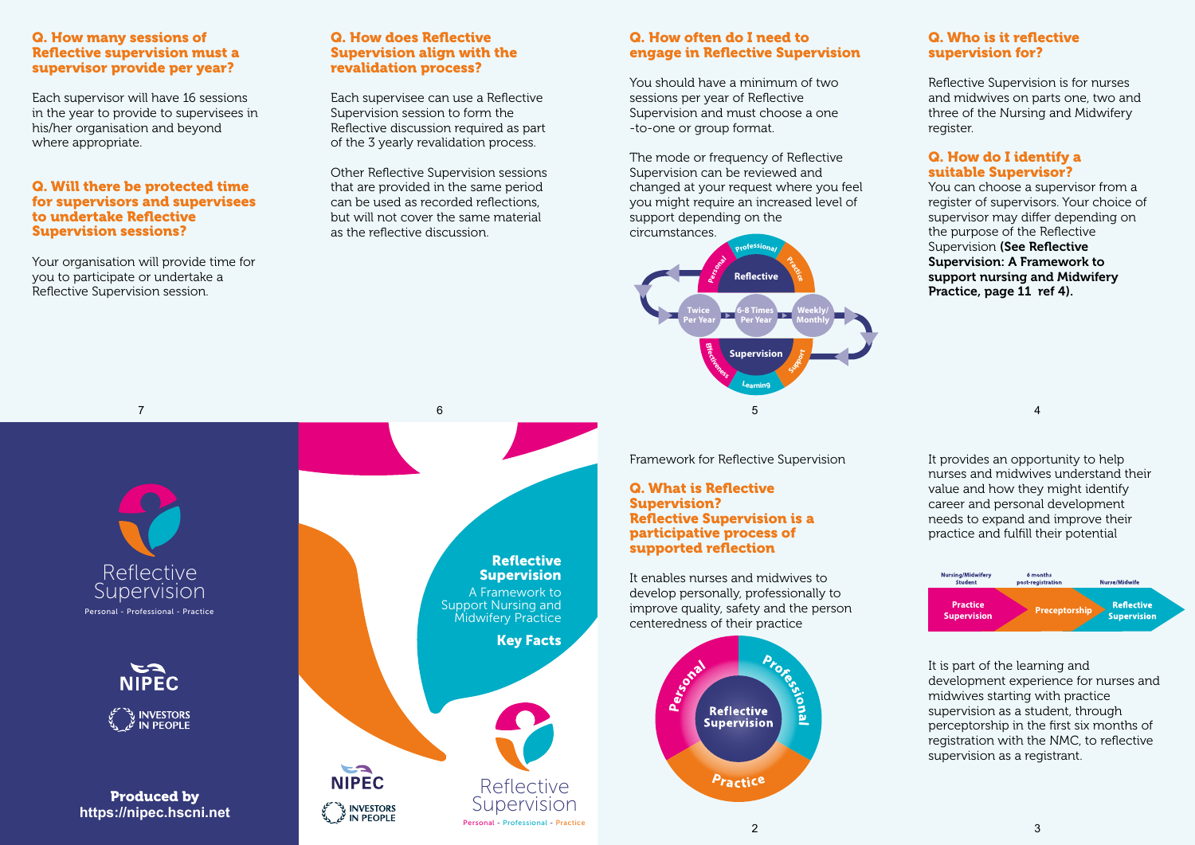# Reflective Supervision

## A Framework to Support Nursing and Midwifery Practice

**Key Facts**

Reflective Supervision

Personal - Professional - Practice

NIPEC

INVESTORS IN PEOPLE

Framework for Reflective Supervision

### Q. What is Reflective Supervision? Reflective Supervision is a participative process of supported reflection

It enables nurses and midwives to develop personally, professionally to improve quality, safety and the person centeredness of their practice

It provides an opportunity to help nurses and midwives understand their value and how they might identify career and personal development needs to expand and improve their practice and fulfill their potential

| Nursing/Midwifery Student | 6 months post-registration | Nurse/Midwife |
|---|---|---|
| Practice Supervision | Preceptorship | Reflective Supervision |

It is part of the learning and development experience for nurses and midwives starting with practice supervision as a student, through perceptorship in the first six months of registration with the NMC, to reflective supervision as a registrant.

### Q. Who is it reflective supervision for?

Reflective Supervision is for nurses and midwives on parts one, two and three of the Nursing and Midwifery register.

### Q. How do I identify a suitable Supervisor?

You can choose a supervisor from a register of supervisors. Your choice of supervisor may differ depending on the purpose of the Reflective Supervision **(See Reflective Supervision: A Framework to support nursing and Midwifery Practice, page 11 ref 4).**

### Q. How often do I need to engage in Reflective Supervision

You should have a minimum of two sessions per year of Reflective Supervision and must choose a one -to-one or group format.

The mode or frequency of Reflective Supervision can be reviewed and changed at your request where you feel you might require an increased level of support depending on the circumstances.

### Q. How does Reflective Supervision align with the revalidation process?

Each supervisee can use a Reflective Supervision session to form the Reflective discussion required as part of the 3 yearly revalidation process.

Other Reflective Supervision sessions that are provided in the same period can be used as recorded reflections, but will not cover the same material as the reflective discussion.

### Q. How many sessions of Reflective supervision must a supervisor provide per year?

Each supervisor will have 16 sessions in the year to provide to supervisees in his/her organisation and beyond where appropriate.

### Q. Will there be protected time for supervisors and supervisees to undertake Reflective Supervision sessions?

Your organisation will provide time for you to participate or undertake a Reflective Supervision session.

Reflective Supervision

Personal - Professional - Practice

NIPEC

INVESTORS IN PEOPLE

**Produced by https://nipec.hscni.net**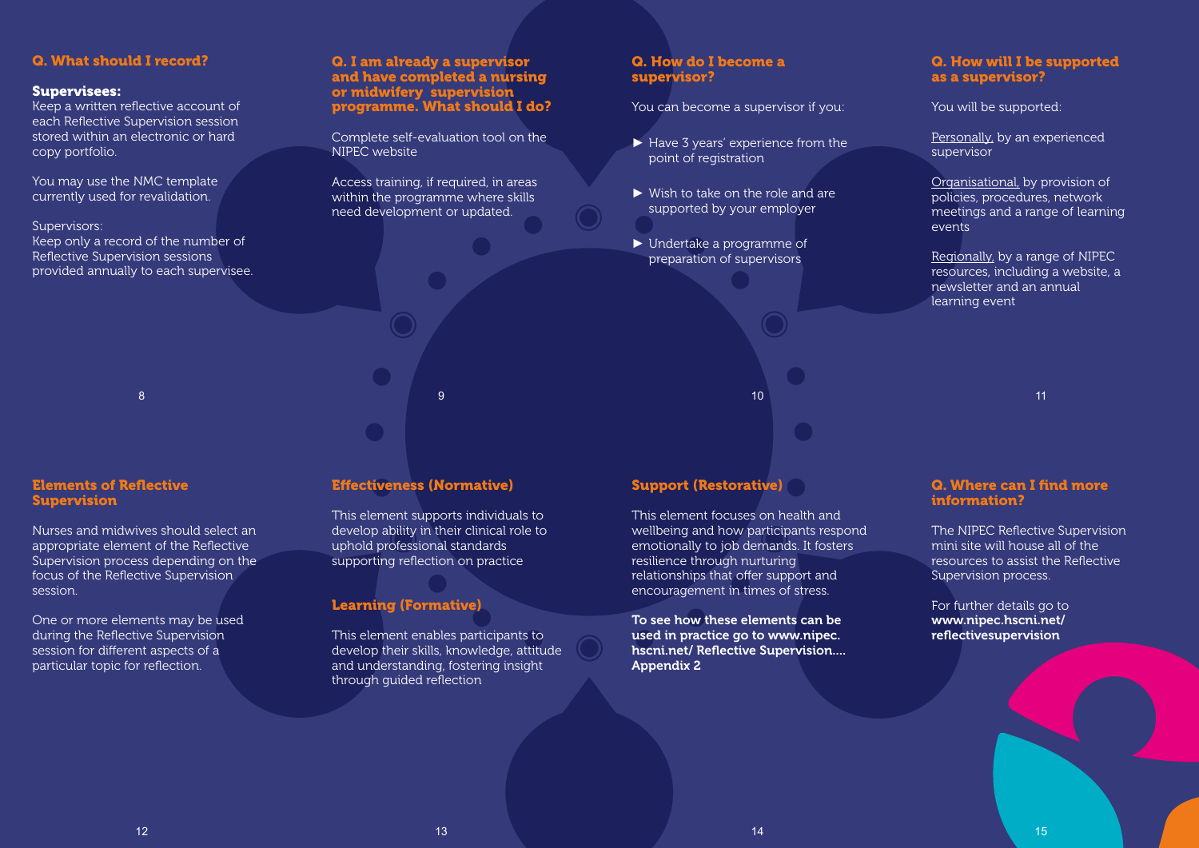## Q. What should I record?

**Supervisees:**
Keep a written reflective account of each Reflective Supervision session stored within an electronic or hard copy portfolio.

You may use the NMC template currently used for revalidation.

Supervisors:
Keep only a record of the number of Reflective Supervision sessions provided annually to each supervisee.

## Q. I am already a supervisor and have completed a nursing or midwifery supervision programme. What should I do?

Complete self-evaluation tool on the NIPEC website

Access training, if required, in areas within the programme where skills need development or updated.

## Q. How do I become a supervisor?

You can become a supervisor if you:

- Have 3 years' experience from the point of registration
- Wish to take on the role and are supported by your employer
- Undertake a programme of preparation of supervisors

## Q. How will I be supported as a supervisor?

You will be supported:

Personally, by an experienced supervisor

Organisational, by provision of policies, procedures, network meetings and a range of learning events

Regionally, by a range of NIPEC resources, including a website, a newsletter and an annual learning event

## Elements of Reflective Supervision

Nurses and midwives should select an appropriate element of the Reflective Supervision process depending on the focus of the Reflective Supervision session.

One or more elements may be used during the Reflective Supervision session for different aspects of a particular topic for reflection.

## Effectiveness (Normative)

This element supports individuals to develop ability in their clinical role to uphold professional standards supporting reflection on practice

## Learning (Formative)

This element enables participants to develop their skills, knowledge, attitude and understanding, fostering insight through guided reflection

## Support (Restorative)

This element focuses on health and wellbeing and how participants respond emotionally to job demands. It fosters resilience through nurturing relationships that offer support and encouragement in times of stress.

**To see how these elements can be used in practice go to www.nipec.hscni.net/ Reflective Supervision.... Appendix 2**

## Q. Where can I find more information?

The NIPEC Reflective Supervision mini site will house all of the resources to assist the Reflective Supervision process.

For further details go to **www.nipec.hscni.net/reflectivesupervision**